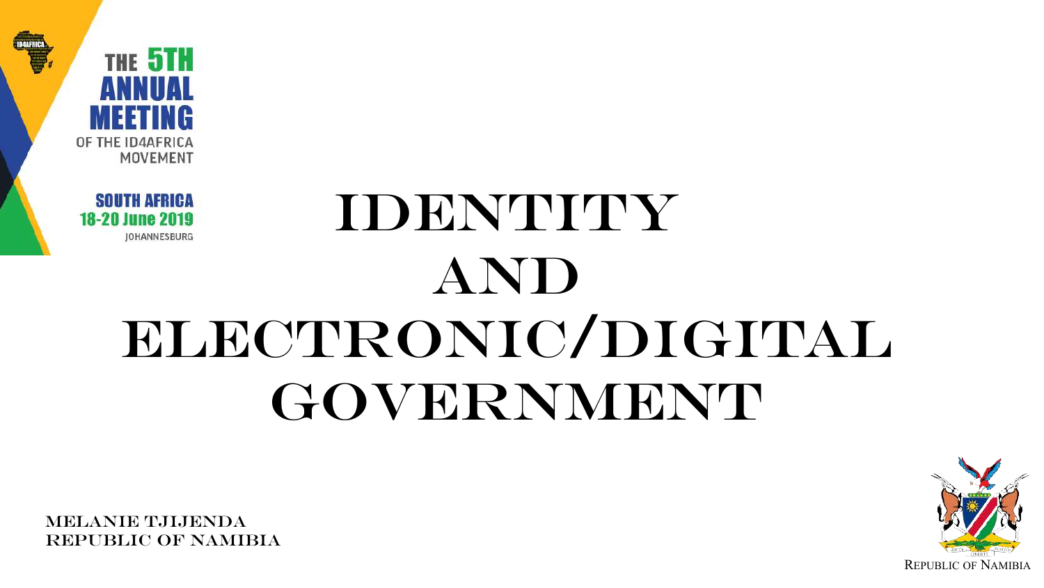THE 5TH ANNUAL MEETING OF THE ID4AFRICA MOVEMENT

SOUTH AFRICA
18-20 June 2019
JOHANNESBURG

# IDENTITY AND ELECTRONIC/DIGITAL GOVERNMENT

MELANIE TJIJENDA
REPUBLIC OF NAMIBIA

REPUBLIC OF NAMIBIA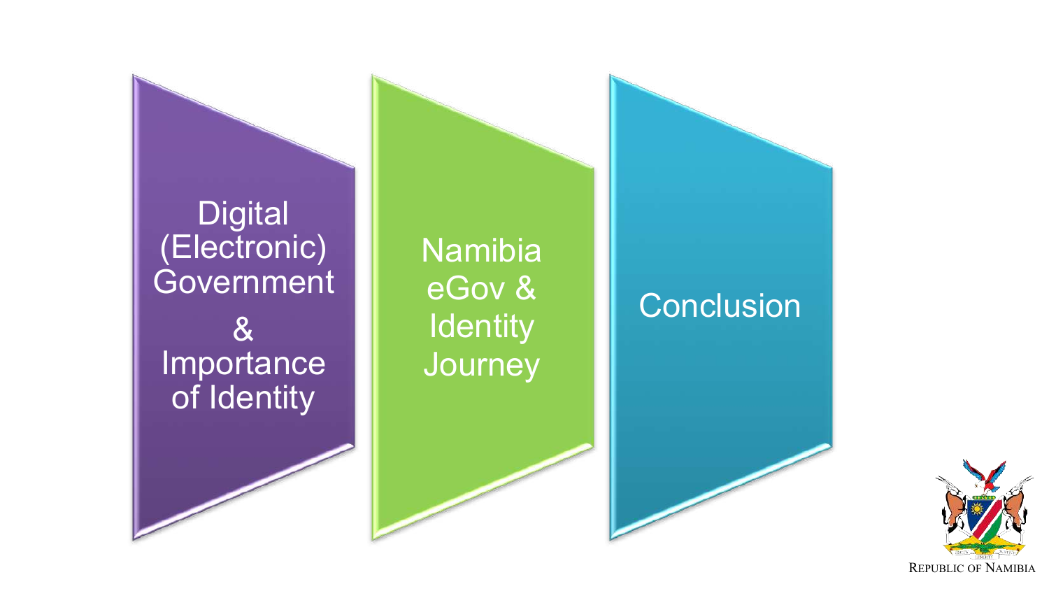- Digital (Electronic) Government & Importance of Identity
- Namibia eGov & Identity Journey
- Conclusion

REPUBLIC OF NAMIBIA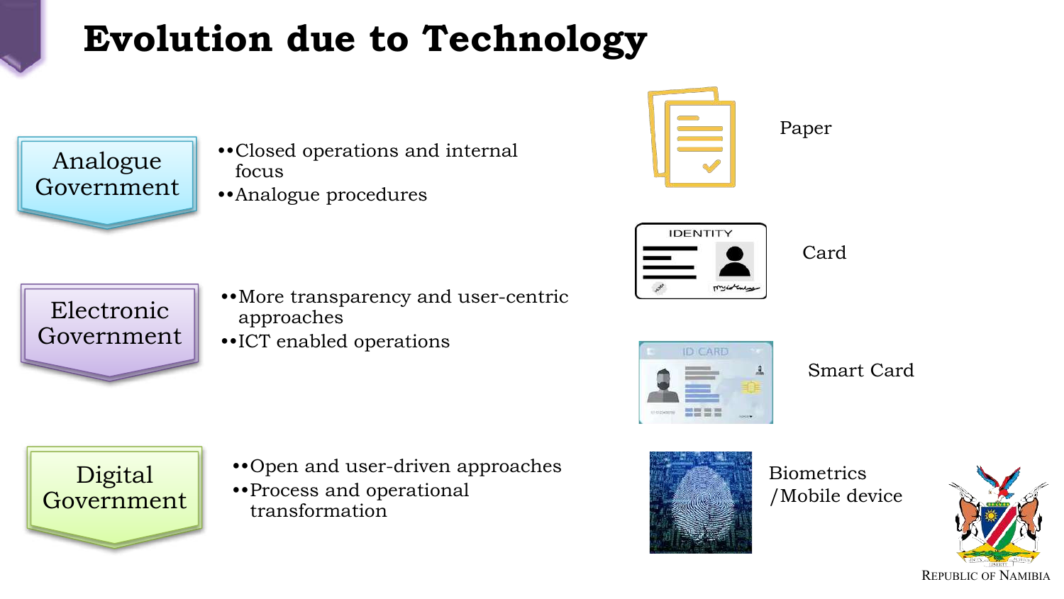# Evolution due to Technology

**Analogue Government**

- Closed operations and internal focus
- Analogue procedures

**Electronic Government**

- More transparency and user-centric approaches
- ICT enabled operations

**Digital Government**

- Open and user-driven approaches
- Process and operational transformation

Paper

Card

Smart Card

Biometrics /Mobile device

Republic of Namibia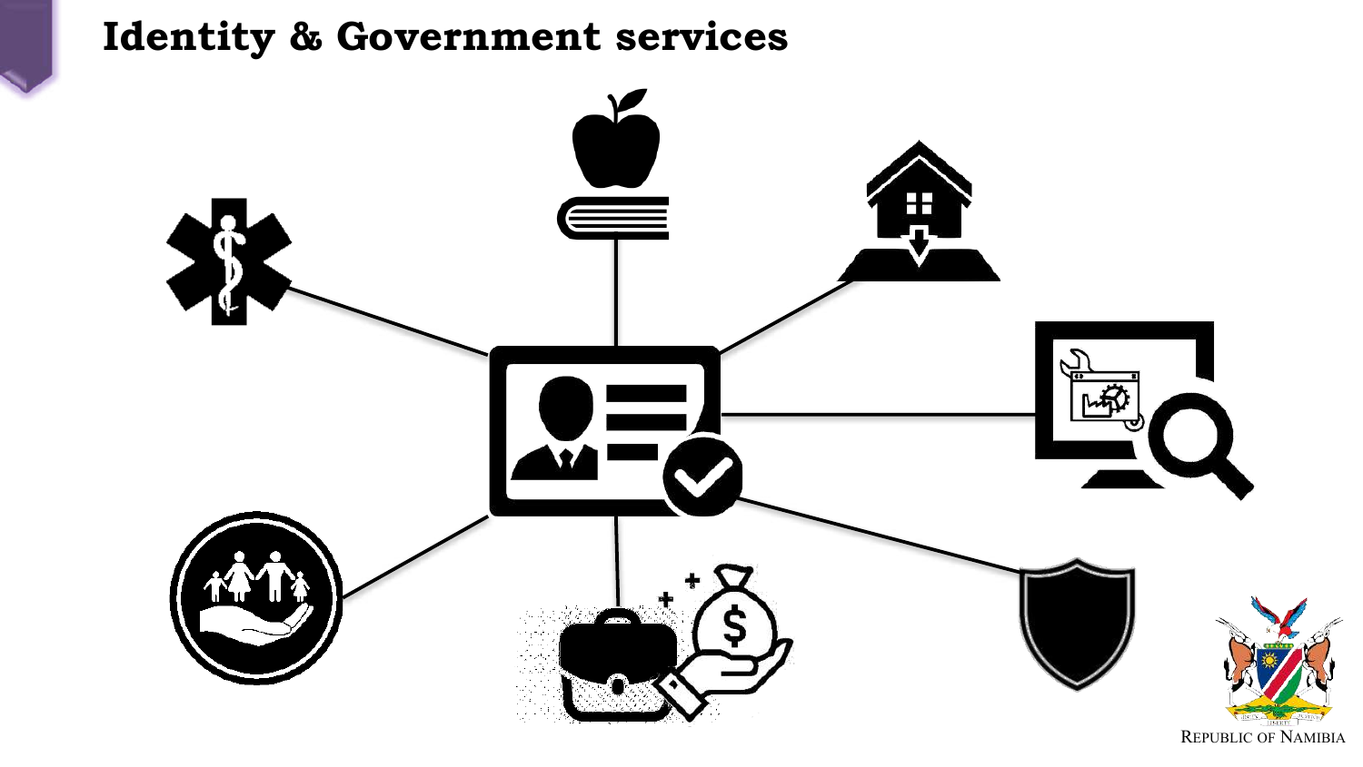# Identity & Government services

REPUBLIC OF NAMIBIA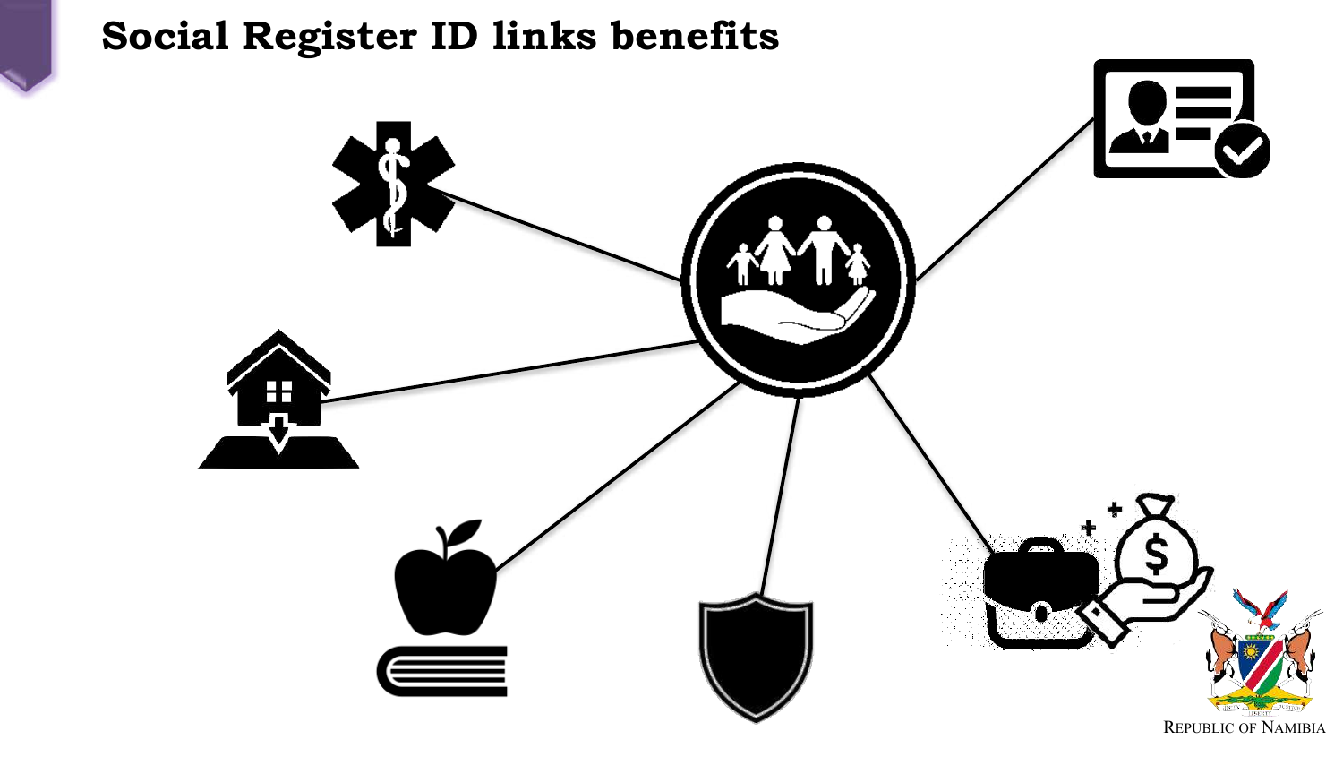# Social Register ID links benefits

REPUBLIC OF NAMIBIA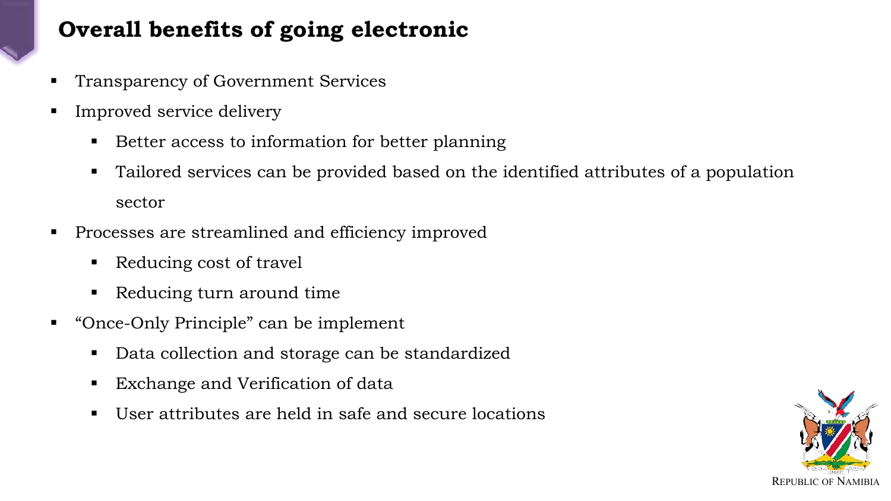# Overall benefits of going electronic

- Transparency of Government Services
- Improved service delivery
  - Better access to information for better planning
  - Tailored services can be provided based on the identified attributes of a population sector
- Processes are streamlined and efficiency improved
  - Reducing cost of travel
  - Reducing turn around time
- "Once-Only Principle" can be implement
  - Data collection and storage can be standardized
  - Exchange and Verification of data
  - User attributes are held in safe and secure locations

REPUBLIC OF NAMIBIA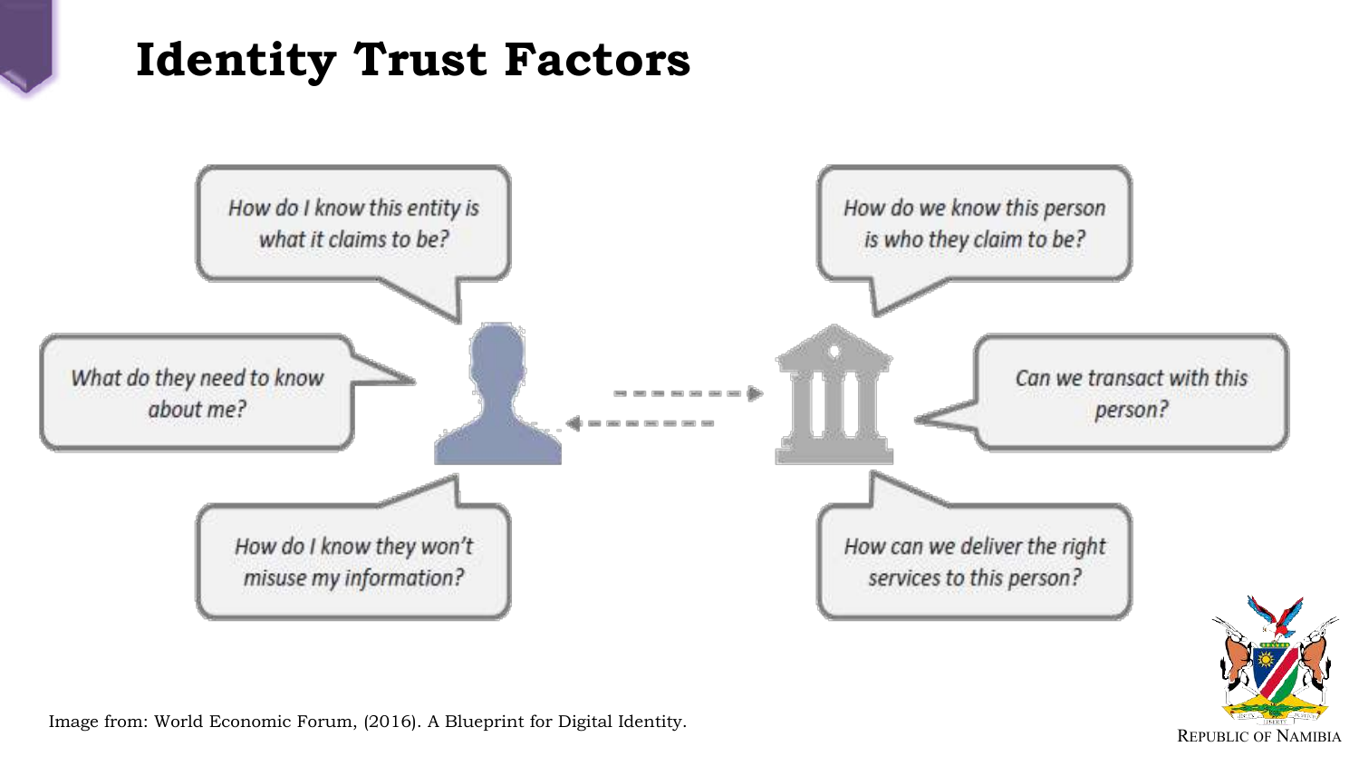# Identity Trust Factors

How do I know this entity is what it claims to be?

What do they need to know about me?

How do I know they won't misuse my information?

How do we know this person is who they claim to be?

Can we transact with this person?

How can we deliver the right services to this person?

Image from: World Economic Forum, (2016). A Blueprint for Digital Identity.

REPUBLIC OF NAMIBIA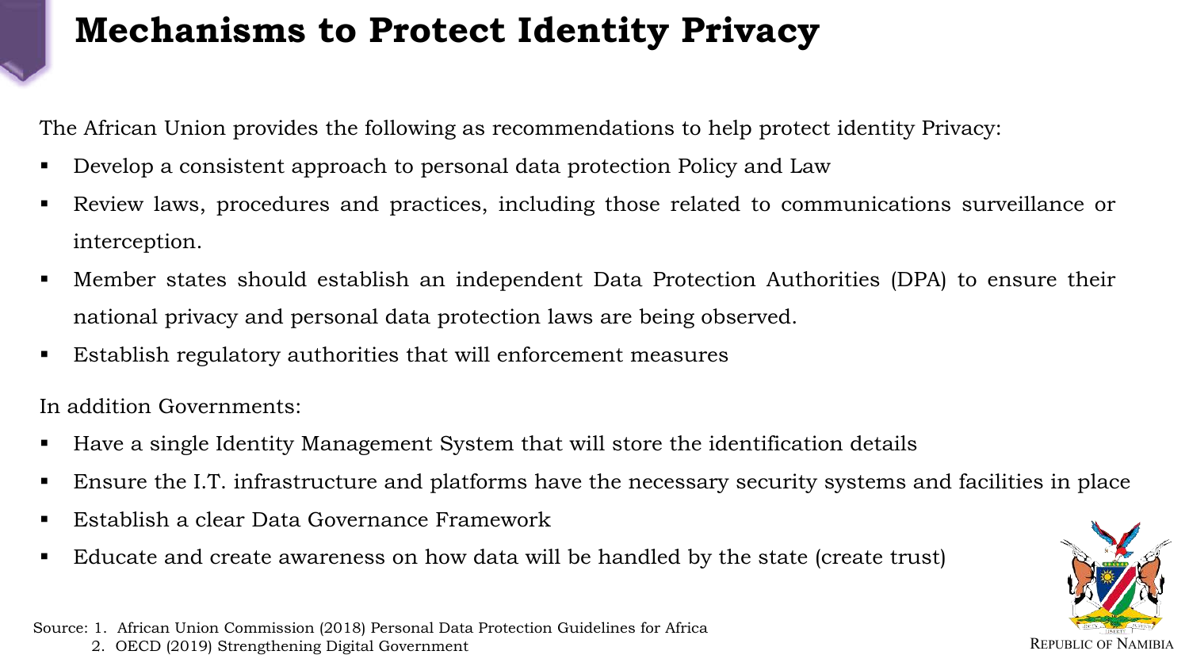# Mechanisms to Protect Identity Privacy

The African Union provides the following as recommendations to help protect identity Privacy:

- Develop a consistent approach to personal data protection Policy and Law
- Review laws, procedures and practices, including those related to communications surveillance or interception.
- Member states should establish an independent Data Protection Authorities (DPA) to ensure their national privacy and personal data protection laws are being observed.
- Establish regulatory authorities that will enforcement measures

In addition Governments:

- Have a single Identity Management System that will store the identification details
- Ensure the I.T. infrastructure and platforms have the necessary security systems and facilities in place
- Establish a clear Data Governance Framework
- Educate and create awareness on how data will be handled by the state (create trust)

Source: 1. African Union Commission (2018) Personal Data Protection Guidelines for Africa
2. OECD (2019) Strengthening Digital Government

REPUBLIC OF NAMIBIA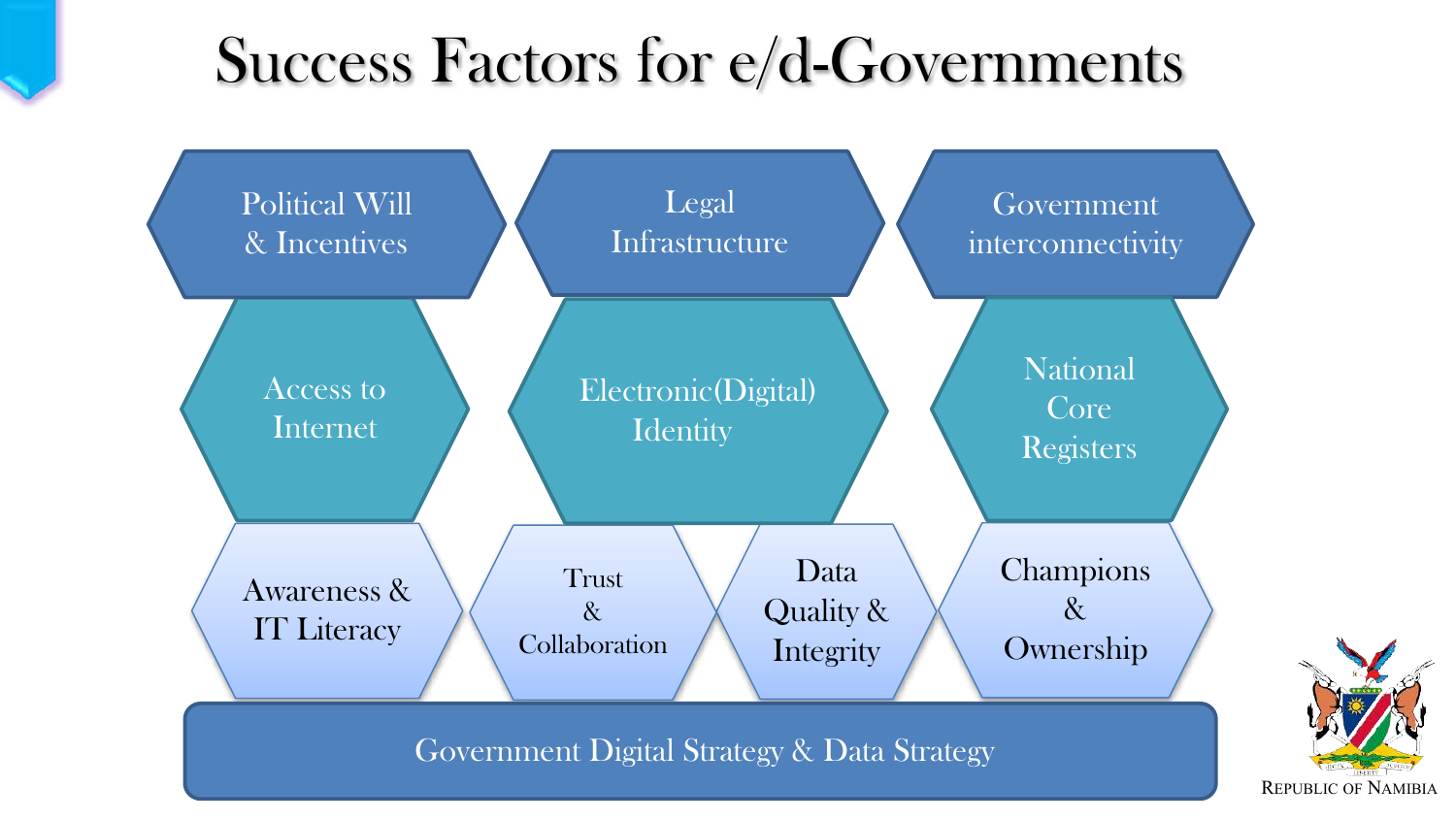# Success Factors for e/d-Governments

- Political Will & Incentives
- Legal Infrastructure
- Government interconnectivity
- Access to Internet
- Electronic(Digital) Identity
- National Core Registers
- Awareness & IT Literacy
- Trust & Collaboration
- Data Quality & Integrity
- Champions & Ownership
- Government Digital Strategy & Data Strategy

REPUBLIC OF NAMIBIA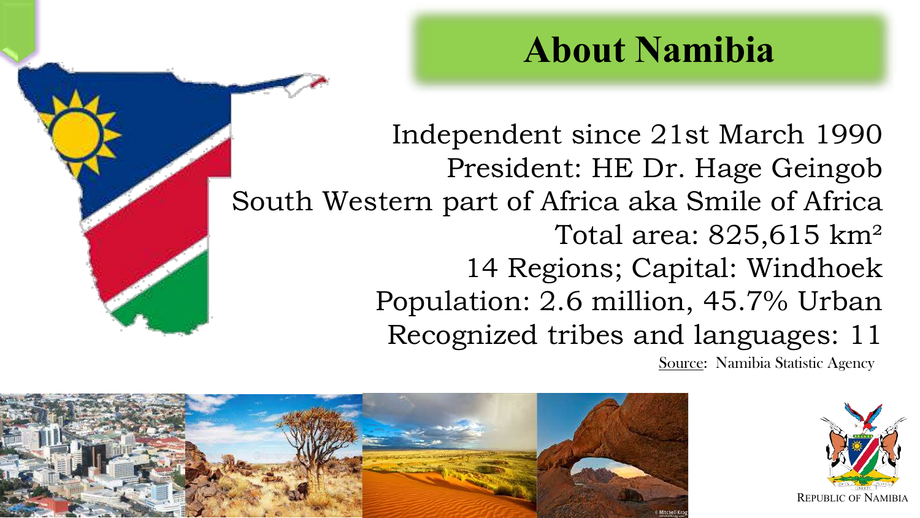# About Namibia

Independent since 21st March 1990
President: HE Dr. Hage Geingob
South Western part of Africa aka Smile of Africa
Total area: 825,615 km$^2$
14 Regions; Capital: Windhoek
Population: 2.6 million, 45.7% Urban
Recognized tribes and languages: 11

Source: Namibia Statistic Agency

REPUBLIC OF NAMIBIA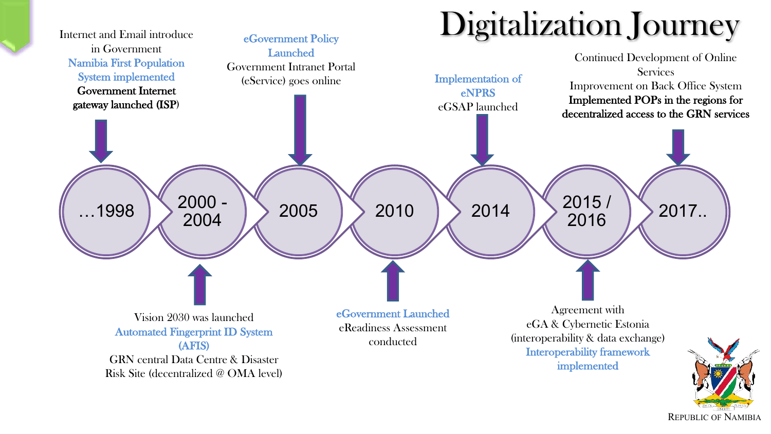# Digitalization Journey

**…1998**

Internet and Email introduce in Government
Namibia First Population System implemented
Government Internet gateway launched (ISP)

**2000 - 2004**

Vision 2030 was launched
Automated Fingerprint ID System (AFIS)
GRN central Data Centre & Disaster Risk Site (decentralized @ OMA level)

**2005**

eGovernment Policy Launched
Government Intranet Portal (eService) goes online

**2010**

eGovernment Launched
eReadiness Assessment conducted

**2014**

Implementation of eNPRS
eGSAP launched

**2015 / 2016**

Agreement with eGA & Cybernetic Estonia (interoperability & data exchange)
Interoperability framework implemented

**2017..**

Continued Development of Online Services
Improvement on Back Office System
**Implemented POPs in the regions for decentralized access to the GRN services**

REPUBLIC OF NAMIBIA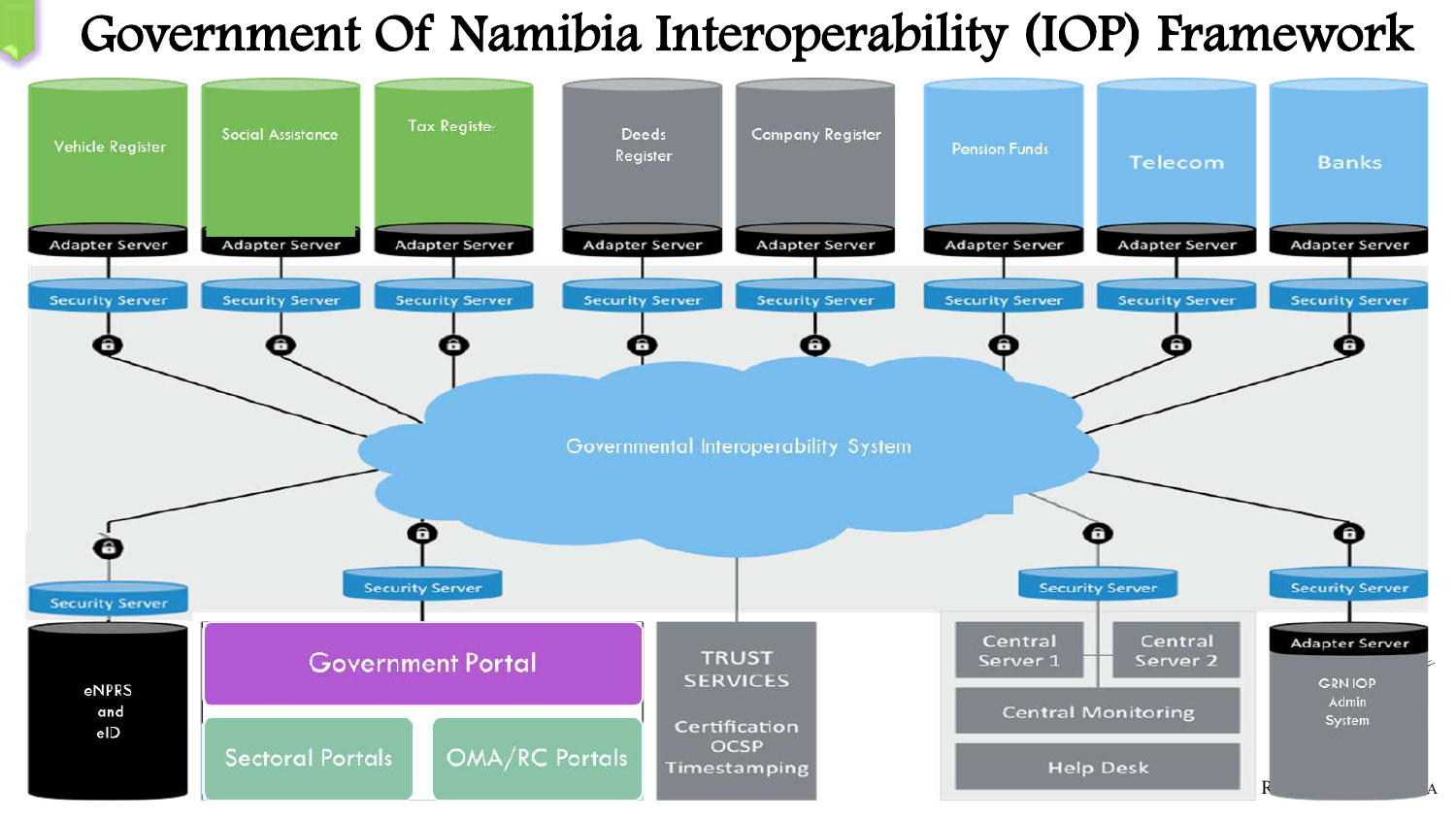# Government Of Namibia Interoperability (IOP) Framework

Vehicle Register — Adapter Server — Security Server

Social Assistance — Adapter Server — Security Server

Tax Register — Adapter Server — Security Server

Deeds Register — Adapter Server — Security Server

Company Register — Adapter Server — Security Server

Pension Funds — Adapter Server — Security Server

Telecom — Adapter Server — Security Server

Banks — Adapter Server — Security Server

Governmental Interoperability System

Security Server — eNPRS and eID

Security Server — Government Portal — Sectoral Portals — OMA/RC Portals

TRUST SERVICES — Certification — OCSP — Timestamping

Security Server — Central Server 1 — Central Server 2 — Central Monitoring — Help Desk

Security Server — Adapter Server — GRN IOP Admin System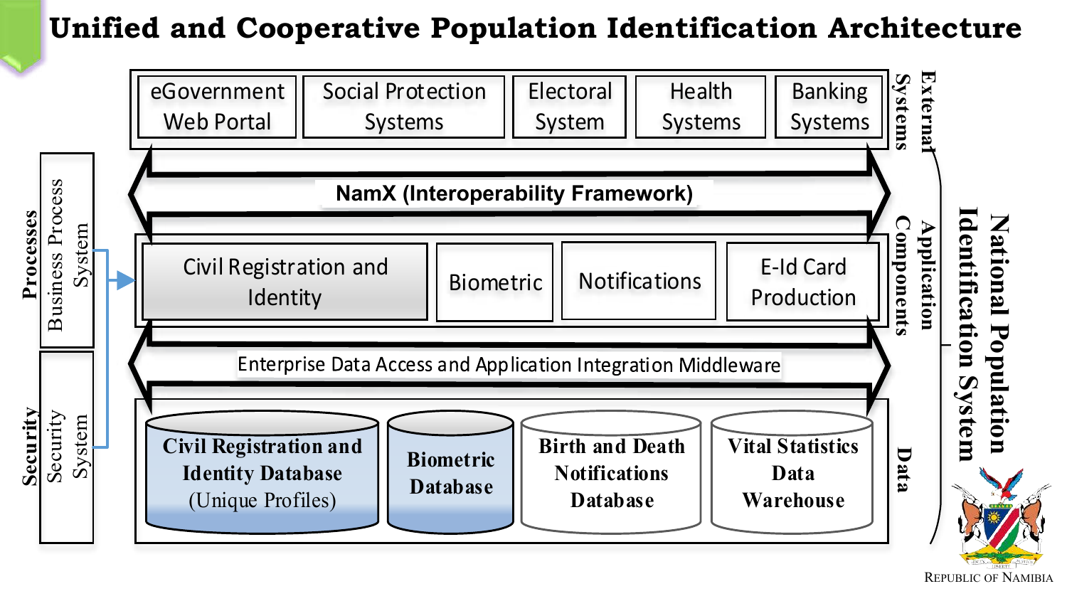# Unified and Cooperative Population Identification Architecture

**National Population Identification System**

**External Systems**

- eGovernment Web Portal
- Social Protection Systems
- Electoral System
- Health Systems
- Banking Systems

**NamX (Interoperability Framework)**

**Application Components**

- Civil Registration and Identity
- Biometric
- Notifications
- E-Id Card Production

Enterprise Data Access and Application Integration Middleware

**Data**

- **Civil Registration and Identity Database** (Unique Profiles)
- **Biometric Database**
- **Birth and Death Notifications Database**
- **Vital Statistics Data Warehouse**

**Processes**

- Business Process System

**Security**

- Security System

REPUBLIC OF NAMIBIA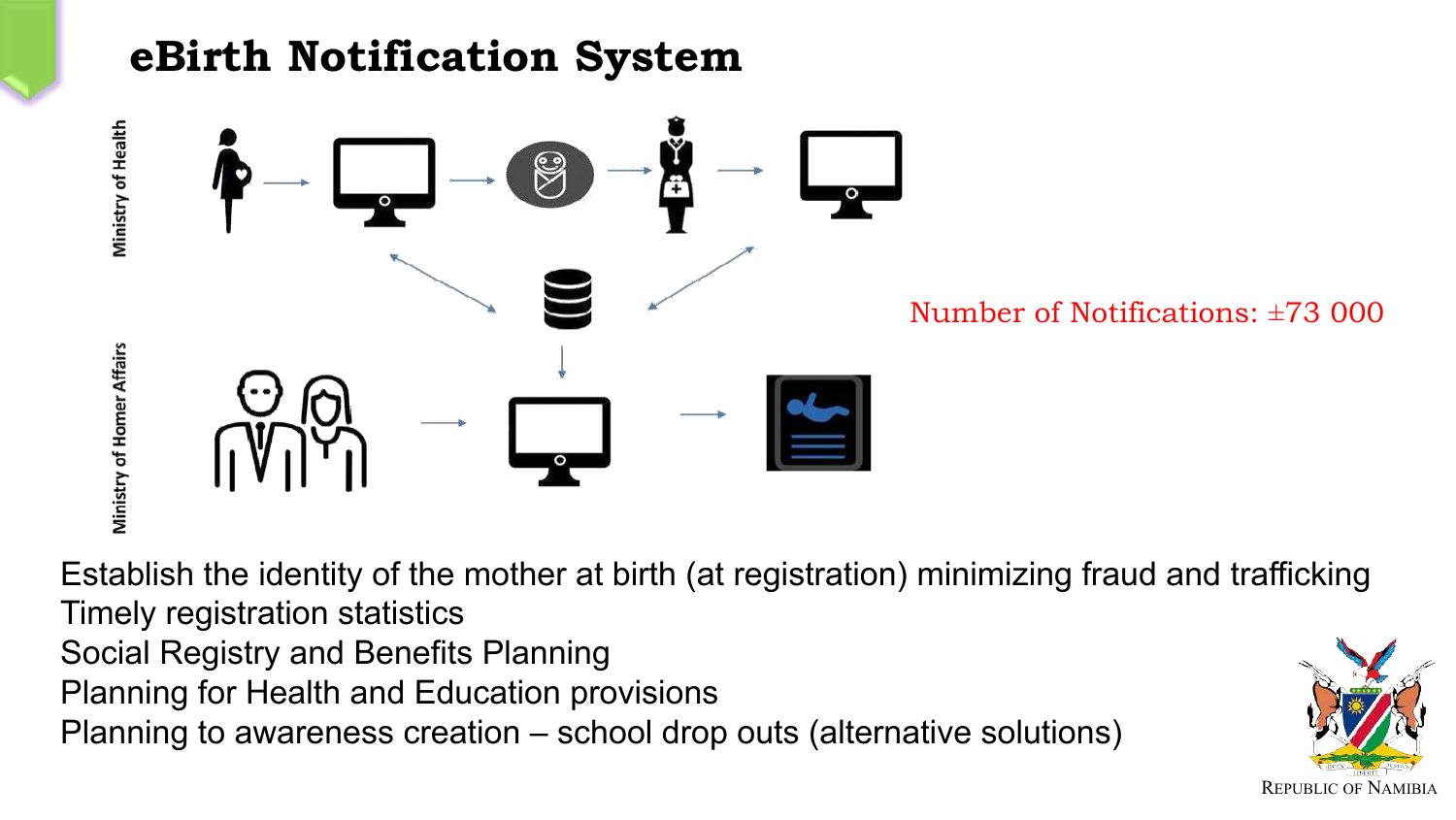# eBirth Notification System

Ministry of Health

Ministry of Homer Affairs

Number of Notifications: ±73 000

Establish the identity of the mother at birth (at registration) minimizing fraud and trafficking

Timely registration statistics

Social Registry and Benefits Planning

Planning for Health and Education provisions

Planning to awareness creation – school drop outs (alternative solutions)

Republic of Namibia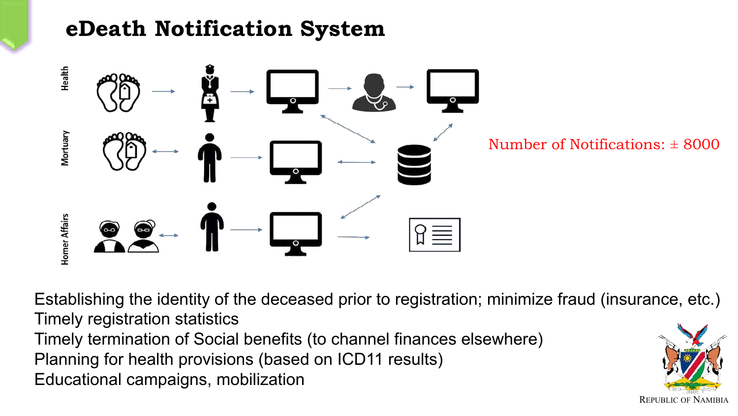# eDeath Notification System

Health

Mortuary

Homer Affairs

Number of Notifications: ± 8000

Establishing the identity of the deceased prior to registration; minimize fraud (insurance, etc.)
Timely registration statistics
Timely termination of Social benefits (to channel finances elsewhere)
Planning for health provisions (based on ICD11 results)
Educational campaigns, mobilization

Republic of Namibia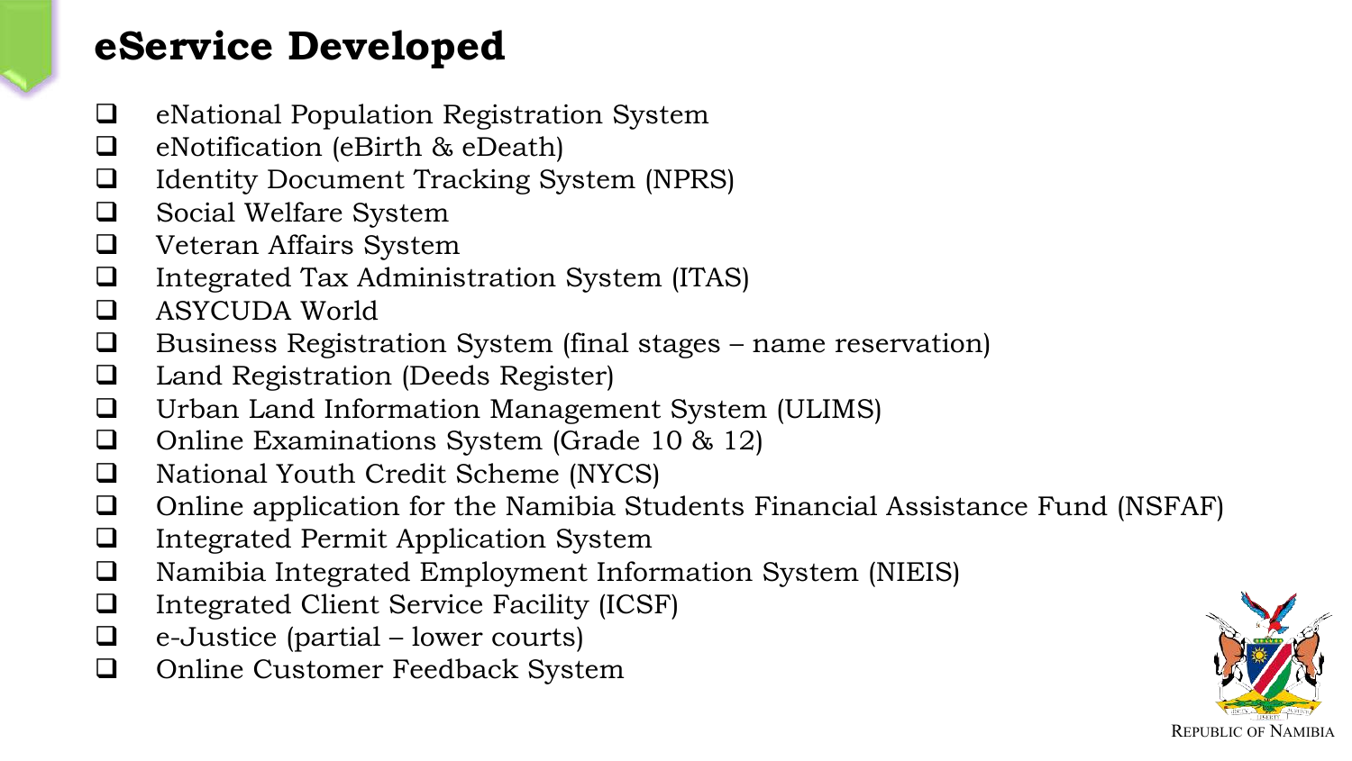# eService Developed

- eNational Population Registration System
- eNotification (eBirth & eDeath)
- Identity Document Tracking System (NPRS)
- Social Welfare System
- Veteran Affairs System
- Integrated Tax Administration System (ITAS)
- ASYCUDA World
- Business Registration System (final stages – name reservation)
- Land Registration (Deeds Register)
- Urban Land Information Management System (ULIMS)
- Online Examinations System (Grade 10 & 12)
- National Youth Credit Scheme (NYCS)
- Online application for the Namibia Students Financial Assistance Fund (NSFAF)
- Integrated Permit Application System
- Namibia Integrated Employment Information System (NIEIS)
- Integrated Client Service Facility (ICSF)
- e-Justice (partial – lower courts)
- Online Customer Feedback System

REPUBLIC OF NAMIBIA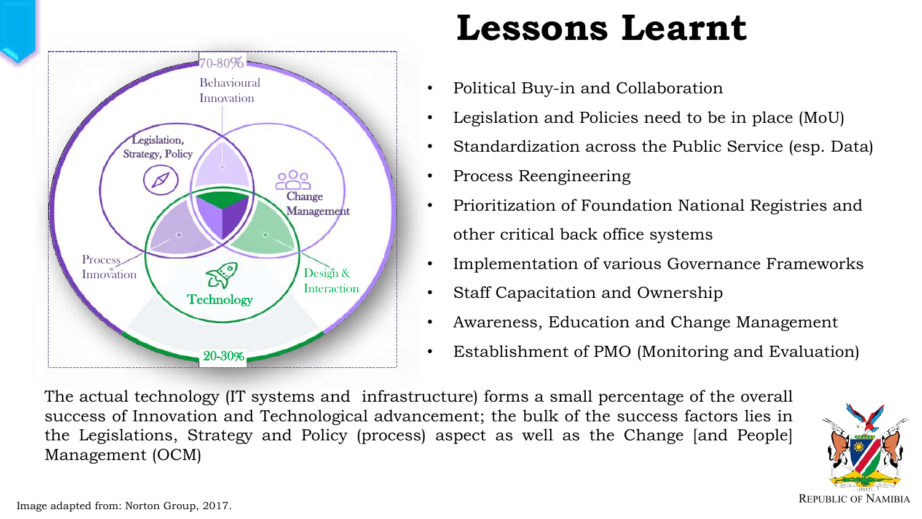# Lessons Learnt

70-80%

Behavioural Innovation

Legislation, Strategy, Policy

Change Management

Process Innovation

Design & Interaction

Technology

20-30%

- Political Buy-in and Collaboration
- Legislation and Policies need to be in place (MoU)
- Standardization across the Public Service (esp. Data)
- Process Reengineering
- Prioritization of Foundation National Registries and other critical back office systems
- Implementation of various Governance Frameworks
- Staff Capacitation and Ownership
- Awareness, Education and Change Management
- Establishment of PMO (Monitoring and Evaluation)

The actual technology (IT systems and infrastructure) forms a small percentage of the overall success of Innovation and Technological advancement; the bulk of the success factors lies in the Legislations, Strategy and Policy (process) aspect as well as the Change [and People] Management (OCM)

Image adapted from: Norton Group, 2017.

REPUBLIC OF NAMIBIA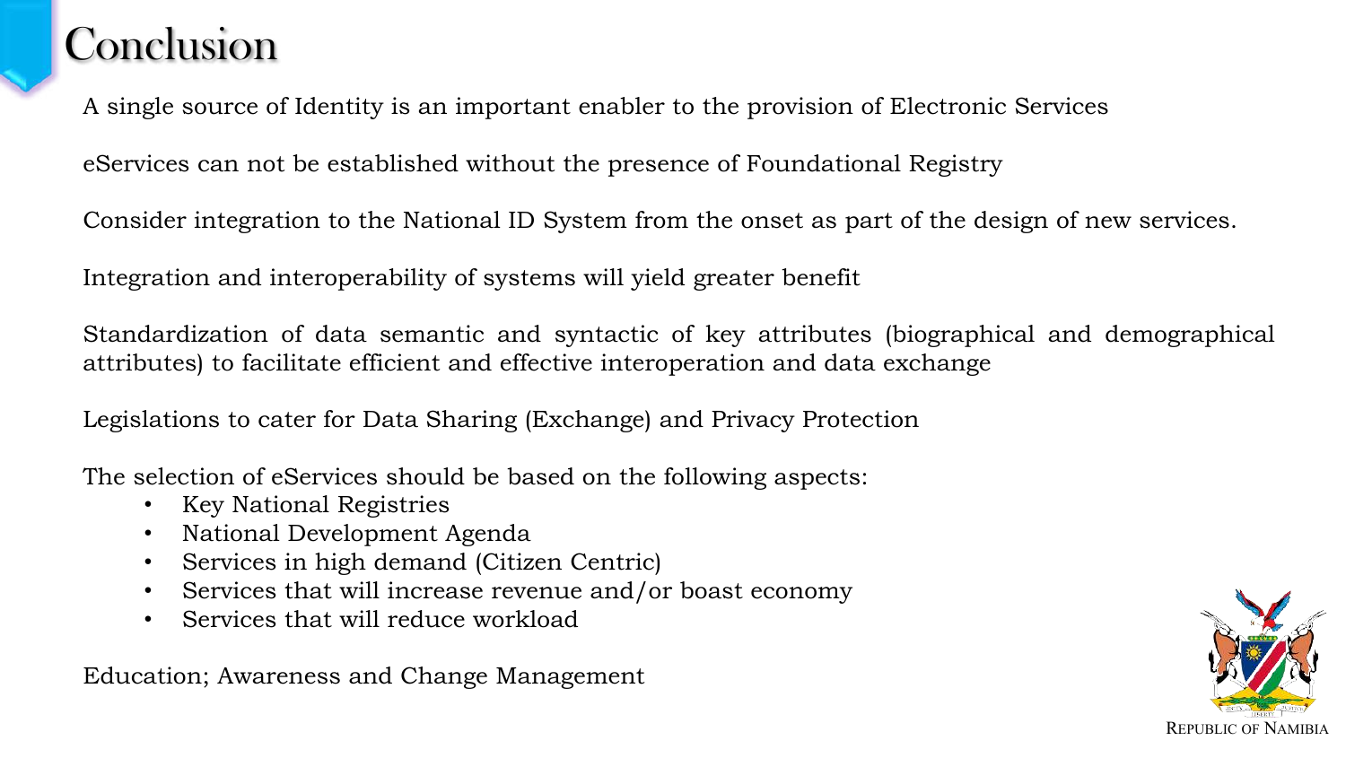# Conclusion

A single source of Identity is an important enabler to the provision of Electronic Services

eServices can not be established without the presence of Foundational Registry

Consider integration to the National ID System from the onset as part of the design of new services.

Integration and interoperability of systems will yield greater benefit

Standardization of data semantic and syntactic of key attributes (biographical and demographical attributes) to facilitate efficient and effective interoperation and data exchange

Legislations to cater for Data Sharing (Exchange) and Privacy Protection

The selection of eServices should be based on the following aspects:

- Key National Registries
- National Development Agenda
- Services in high demand (Citizen Centric)
- Services that will increase revenue and/or boast economy
- Services that will reduce workload

Education; Awareness and Change Management

REPUBLIC OF NAMIBIA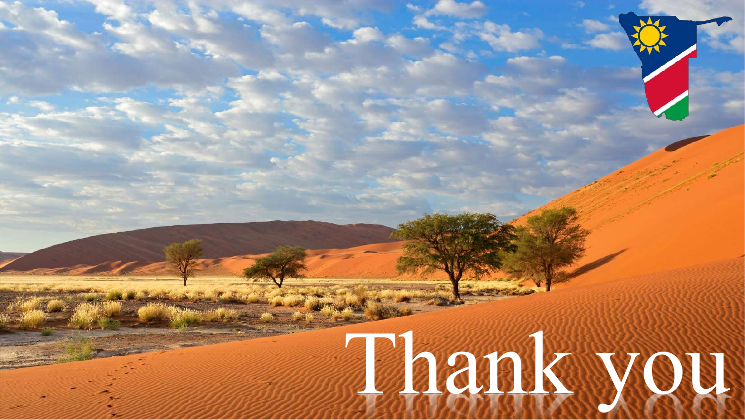Thank you